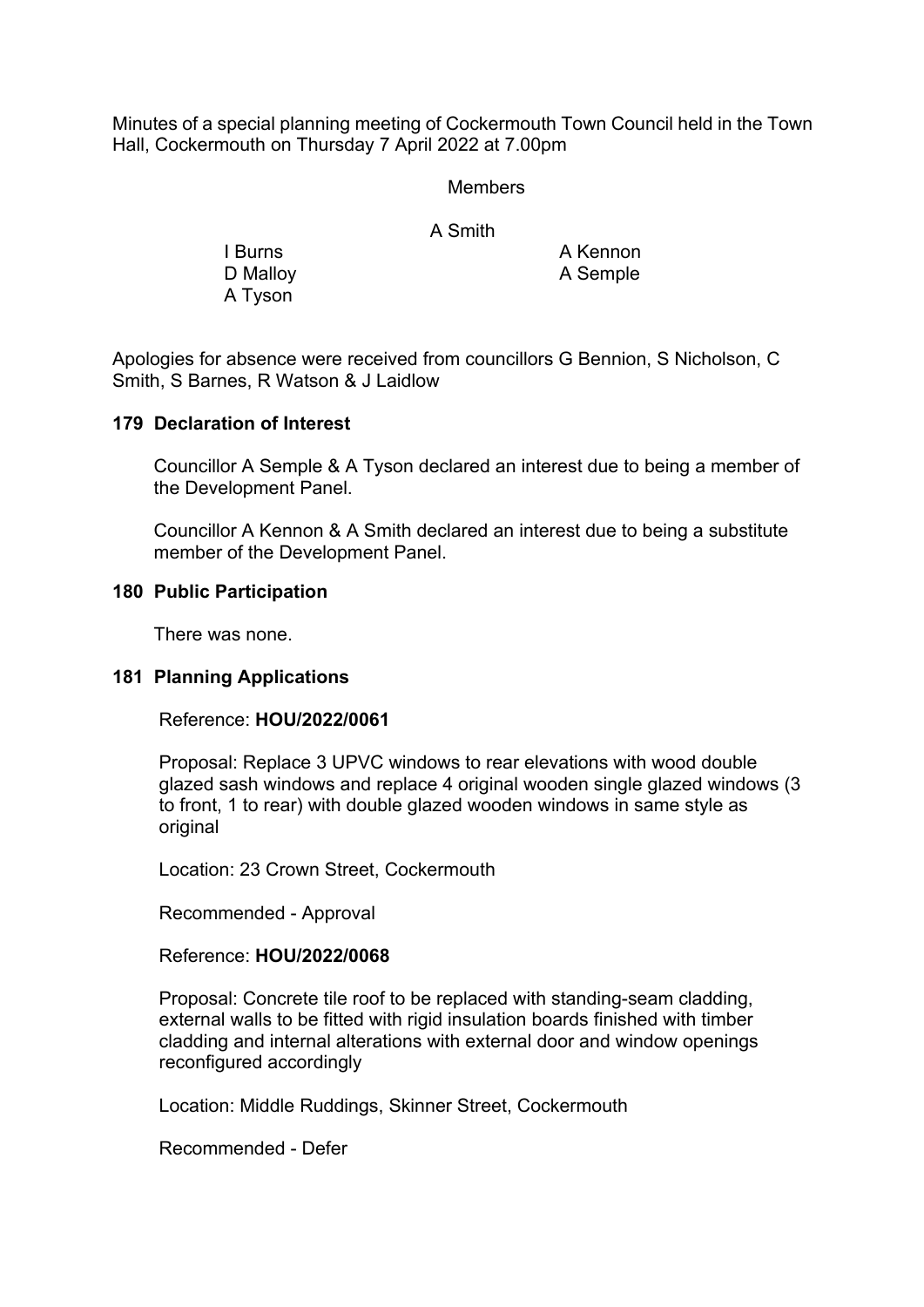Minutes of a special planning meeting of Cockermouth Town Council held in the Town Hall, Cockermouth on Thursday 7 April 2022 at 7.00pm

Members

A Smith

I Burns
D Malloy
A Tyson
A Kennon
A Semple

Apologies for absence were received from councillors G Bennion, S Nicholson, C Smith, S Barnes, R Watson & J Laidlow

**179 Declaration of Interest**

Councillor A Semple & A Tyson declared an interest due to being a member of the Development Panel.

Councillor A Kennon & A Smith declared an interest due to being a substitute member of the Development Panel.

**180 Public Participation**

There was none.

**181 Planning Applications**

Reference: **HOU/2022/0061**

Proposal: Replace 3 UPVC windows to rear elevations with wood double glazed sash windows and replace 4 original wooden single glazed windows (3 to front, 1 to rear) with double glazed wooden windows in same style as original

Location: 23 Crown Street, Cockermouth

Recommended - Approval

Reference: **HOU/2022/0068**

Proposal: Concrete tile roof to be replaced with standing-seam cladding, external walls to be fitted with rigid insulation boards finished with timber cladding and internal alterations with external door and window openings reconfigured accordingly

Location: Middle Ruddings, Skinner Street, Cockermouth

Recommended - Defer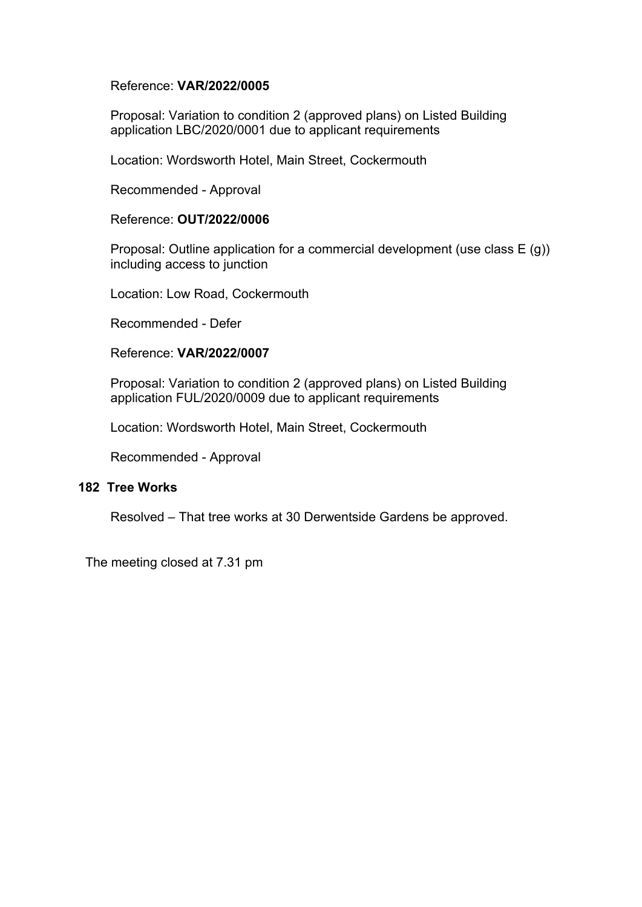Reference: **VAR/2022/0005**

Proposal: Variation to condition 2 (approved plans) on Listed Building application LBC/2020/0001 due to applicant requirements

Location: Wordsworth Hotel, Main Street, Cockermouth

Recommended - Approval

Reference: **OUT/2022/0006**

Proposal: Outline application for a commercial development (use class E (g)) including access to junction

Location: Low Road, Cockermouth

Recommended - Defer

Reference: **VAR/2022/0007**

Proposal: Variation to condition 2 (approved plans) on Listed Building application FUL/2020/0009 due to applicant requirements

Location: Wordsworth Hotel, Main Street, Cockermouth

Recommended - Approval

## 182 Tree Works

Resolved – That tree works at 30 Derwentside Gardens be approved.

The meeting closed at 7.31 pm